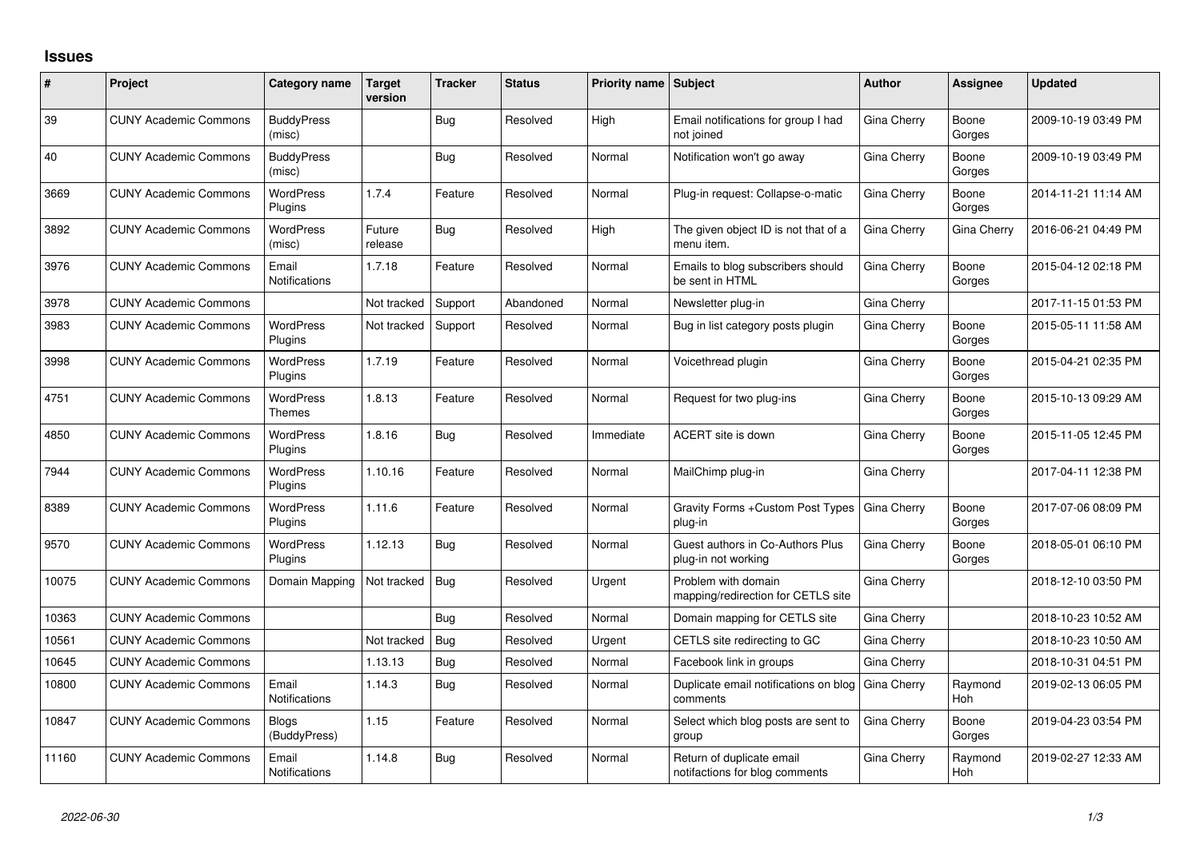## Issues

| # | Project | Category name | Target version | Tracker | Status | Priority name | Subject | Author | Assignee | Updated |
|---|---|---|---|---|---|---|---|---|---|---|
| 39 | CUNY Academic Commons | BuddyPress (misc) | | Bug | Resolved | High | Email notifications for group I had not joined | Gina Cherry | Boone Gorges | 2009-10-19 03:49 PM |
| 40 | CUNY Academic Commons | BuddyPress (misc) | | Bug | Resolved | Normal | Notification won't go away | Gina Cherry | Boone Gorges | 2009-10-19 03:49 PM |
| 3669 | CUNY Academic Commons | WordPress Plugins | 1.7.4 | Feature | Resolved | Normal | Plug-in request: Collapse-o-matic | Gina Cherry | Boone Gorges | 2014-11-21 11:14 AM |
| 3892 | CUNY Academic Commons | WordPress (misc) | Future release | Bug | Resolved | High | The given object ID is not that of a menu item. | Gina Cherry | Gina Cherry | 2016-06-21 04:49 PM |
| 3976 | CUNY Academic Commons | Email Notifications | 1.7.18 | Feature | Resolved | Normal | Emails to blog subscribers should be sent in HTML | Gina Cherry | Boone Gorges | 2015-04-12 02:18 PM |
| 3978 | CUNY Academic Commons | | Not tracked | Support | Abandoned | Normal | Newsletter plug-in | Gina Cherry | | 2017-11-15 01:53 PM |
| 3983 | CUNY Academic Commons | WordPress Plugins | Not tracked | Support | Resolved | Normal | Bug in list category posts plugin | Gina Cherry | Boone Gorges | 2015-05-11 11:58 AM |
| 3998 | CUNY Academic Commons | WordPress Plugins | 1.7.19 | Feature | Resolved | Normal | Voicethread plugin | Gina Cherry | Boone Gorges | 2015-04-21 02:35 PM |
| 4751 | CUNY Academic Commons | WordPress Themes | 1.8.13 | Feature | Resolved | Normal | Request for two plug-ins | Gina Cherry | Boone Gorges | 2015-10-13 09:29 AM |
| 4850 | CUNY Academic Commons | WordPress Plugins | 1.8.16 | Bug | Resolved | Immediate | ACERT site is down | Gina Cherry | Boone Gorges | 2015-11-05 12:45 PM |
| 7944 | CUNY Academic Commons | WordPress Plugins | 1.10.16 | Feature | Resolved | Normal | MailChimp plug-in | Gina Cherry | | 2017-04-11 12:38 PM |
| 8389 | CUNY Academic Commons | WordPress Plugins | 1.11.6 | Feature | Resolved | Normal | Gravity Forms +Custom Post Types plug-in | Gina Cherry | Boone Gorges | 2017-07-06 08:09 PM |
| 9570 | CUNY Academic Commons | WordPress Plugins | 1.12.13 | Bug | Resolved | Normal | Guest authors in Co-Authors Plus plug-in not working | Gina Cherry | Boone Gorges | 2018-05-01 06:10 PM |
| 10075 | CUNY Academic Commons | Domain Mapping | Not tracked | Bug | Resolved | Urgent | Problem with domain mapping/redirection for CETLS site | Gina Cherry | | 2018-12-10 03:50 PM |
| 10363 | CUNY Academic Commons | | | Bug | Resolved | Normal | Domain mapping for CETLS site | Gina Cherry | | 2018-10-23 10:52 AM |
| 10561 | CUNY Academic Commons | | Not tracked | Bug | Resolved | Urgent | CETLS site redirecting to GC | Gina Cherry | | 2018-10-23 10:50 AM |
| 10645 | CUNY Academic Commons | | 1.13.13 | Bug | Resolved | Normal | Facebook link in groups | Gina Cherry | | 2018-10-31 04:51 PM |
| 10800 | CUNY Academic Commons | Email Notifications | 1.14.3 | Bug | Resolved | Normal | Duplicate email notifications on blog comments | Gina Cherry | Raymond Hoh | 2019-02-13 06:05 PM |
| 10847 | CUNY Academic Commons | Blogs (BuddyPress) | 1.15 | Feature | Resolved | Normal | Select which blog posts are sent to group | Gina Cherry | Boone Gorges | 2019-04-23 03:54 PM |
| 11160 | CUNY Academic Commons | Email Notifications | 1.14.8 | Bug | Resolved | Normal | Return of duplicate email notifactions for blog comments | Gina Cherry | Raymond Hoh | 2019-02-27 12:33 AM |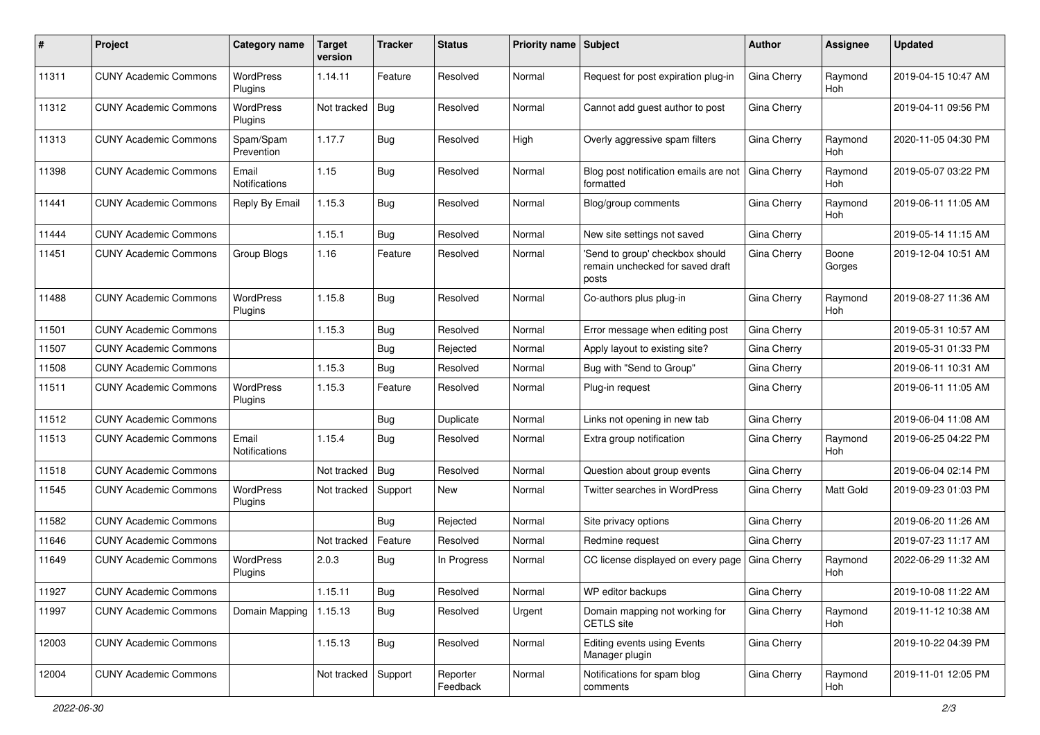| # | Project | Category name | Target version | Tracker | Status | Priority name | Subject | Author | Assignee | Updated |
|---|---|---|---|---|---|---|---|---|---|---|
| 11311 | CUNY Academic Commons | WordPress Plugins | 1.14.11 | Feature | Resolved | Normal | Request for post expiration plug-in | Gina Cherry | Raymond Hoh | 2019-04-15 10:47 AM |
| 11312 | CUNY Academic Commons | WordPress Plugins | Not tracked | Bug | Resolved | Normal | Cannot add guest author to post | Gina Cherry | | 2019-04-11 09:56 PM |
| 11313 | CUNY Academic Commons | Spam/Spam Prevention | 1.17.7 | Bug | Resolved | High | Overly aggressive spam filters | Gina Cherry | Raymond Hoh | 2020-11-05 04:30 PM |
| 11398 | CUNY Academic Commons | Email Notifications | 1.15 | Bug | Resolved | Normal | Blog post notification emails are not formatted | Gina Cherry | Raymond Hoh | 2019-05-07 03:22 PM |
| 11441 | CUNY Academic Commons | Reply By Email | 1.15.3 | Bug | Resolved | Normal | Blog/group comments | Gina Cherry | Raymond Hoh | 2019-06-11 11:05 AM |
| 11444 | CUNY Academic Commons | | 1.15.1 | Bug | Resolved | Normal | New site settings not saved | Gina Cherry | | 2019-05-14 11:15 AM |
| 11451 | CUNY Academic Commons | Group Blogs | 1.16 | Feature | Resolved | Normal | 'Send to group' checkbox should remain unchecked for saved draft posts | Gina Cherry | Boone Gorges | 2019-12-04 10:51 AM |
| 11488 | CUNY Academic Commons | WordPress Plugins | 1.15.8 | Bug | Resolved | Normal | Co-authors plus plug-in | Gina Cherry | Raymond Hoh | 2019-08-27 11:36 AM |
| 11501 | CUNY Academic Commons | | 1.15.3 | Bug | Resolved | Normal | Error message when editing post | Gina Cherry | | 2019-05-31 10:57 AM |
| 11507 | CUNY Academic Commons | | | Bug | Rejected | Normal | Apply layout to existing site? | Gina Cherry | | 2019-05-31 01:33 PM |
| 11508 | CUNY Academic Commons | | 1.15.3 | Bug | Resolved | Normal | Bug with "Send to Group" | Gina Cherry | | 2019-06-11 10:31 AM |
| 11511 | CUNY Academic Commons | WordPress Plugins | 1.15.3 | Feature | Resolved | Normal | Plug-in request | Gina Cherry | | 2019-06-11 11:05 AM |
| 11512 | CUNY Academic Commons | | | Bug | Duplicate | Normal | Links not opening in new tab | Gina Cherry | | 2019-06-04 11:08 AM |
| 11513 | CUNY Academic Commons | Email Notifications | 1.15.4 | Bug | Resolved | Normal | Extra group notification | Gina Cherry | Raymond Hoh | 2019-06-25 04:22 PM |
| 11518 | CUNY Academic Commons | | Not tracked | Bug | Resolved | Normal | Question about group events | Gina Cherry | | 2019-06-04 02:14 PM |
| 11545 | CUNY Academic Commons | WordPress Plugins | Not tracked | Support | New | Normal | Twitter searches in WordPress | Gina Cherry | Matt Gold | 2019-09-23 01:03 PM |
| 11582 | CUNY Academic Commons | | | Bug | Rejected | Normal | Site privacy options | Gina Cherry | | 2019-06-20 11:26 AM |
| 11646 | CUNY Academic Commons | | Not tracked | Feature | Resolved | Normal | Redmine request | Gina Cherry | | 2019-07-23 11:17 AM |
| 11649 | CUNY Academic Commons | WordPress Plugins | 2.0.3 | Bug | In Progress | Normal | CC license displayed on every page | Gina Cherry | Raymond Hoh | 2022-06-29 11:32 AM |
| 11927 | CUNY Academic Commons | | 1.15.11 | Bug | Resolved | Normal | WP editor backups | Gina Cherry | | 2019-10-08 11:22 AM |
| 11997 | CUNY Academic Commons | Domain Mapping | 1.15.13 | Bug | Resolved | Urgent | Domain mapping not working for CETLS site | Gina Cherry | Raymond Hoh | 2019-11-12 10:38 AM |
| 12003 | CUNY Academic Commons | | 1.15.13 | Bug | Resolved | Normal | Editing events using Events Manager plugin | Gina Cherry | | 2019-10-22 04:39 PM |
| 12004 | CUNY Academic Commons | | Not tracked | Support | Reporter Feedback | Normal | Notifications for spam blog comments | Gina Cherry | Raymond Hoh | 2019-11-01 12:05 PM |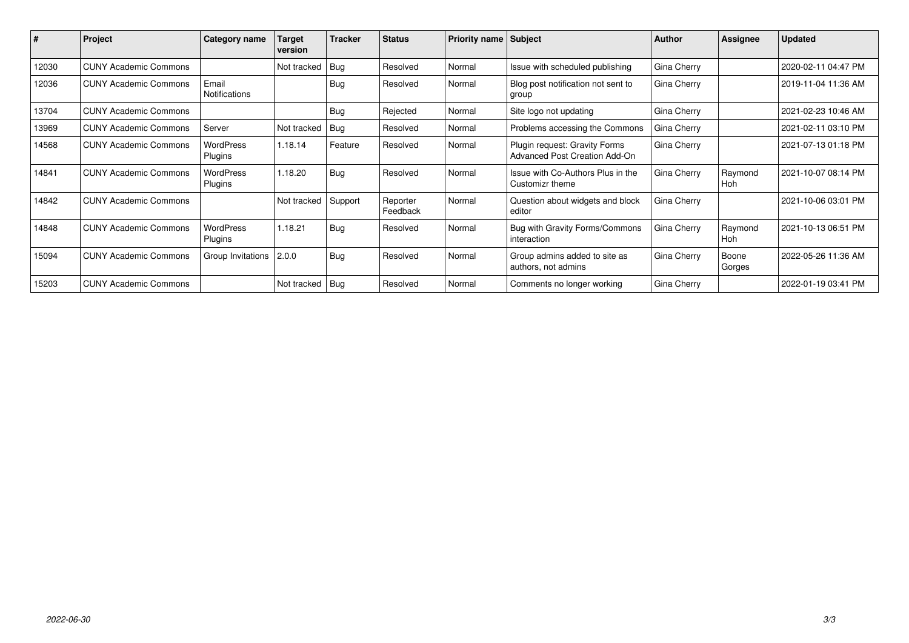| # | Project | Category name | Target version | Tracker | Status | Priority name | Subject | Author | Assignee | Updated |
|---|---|---|---|---|---|---|---|---|---|---|
| 12030 | CUNY Academic Commons | | Not tracked | Bug | Resolved | Normal | Issue with scheduled publishing | Gina Cherry | | 2020-02-11 04:47 PM |
| 12036 | CUNY Academic Commons | Email Notifications | | Bug | Resolved | Normal | Blog post notification not sent to group | Gina Cherry | | 2019-11-04 11:36 AM |
| 13704 | CUNY Academic Commons | | | Bug | Rejected | Normal | Site logo not updating | Gina Cherry | | 2021-02-23 10:46 AM |
| 13969 | CUNY Academic Commons | Server | Not tracked | Bug | Resolved | Normal | Problems accessing the Commons | Gina Cherry | | 2021-02-11 03:10 PM |
| 14568 | CUNY Academic Commons | WordPress Plugins | 1.18.14 | Feature | Resolved | Normal | Plugin request: Gravity Forms Advanced Post Creation Add-On | Gina Cherry | | 2021-07-13 01:18 PM |
| 14841 | CUNY Academic Commons | WordPress Plugins | 1.18.20 | Bug | Resolved | Normal | Issue with Co-Authors Plus in the Customizr theme | Gina Cherry | Raymond Hoh | 2021-10-07 08:14 PM |
| 14842 | CUNY Academic Commons | | Not tracked | Support | Reporter Feedback | Normal | Question about widgets and block editor | Gina Cherry | | 2021-10-06 03:01 PM |
| 14848 | CUNY Academic Commons | WordPress Plugins | 1.18.21 | Bug | Resolved | Normal | Bug with Gravity Forms/Commons interaction | Gina Cherry | Raymond Hoh | 2021-10-13 06:51 PM |
| 15094 | CUNY Academic Commons | Group Invitations | 2.0.0 | Bug | Resolved | Normal | Group admins added to site as authors, not admins | Gina Cherry | Boone Gorges | 2022-05-26 11:36 AM |
| 15203 | CUNY Academic Commons | | Not tracked | Bug | Resolved | Normal | Comments no longer working | Gina Cherry | | 2022-01-19 03:41 PM |